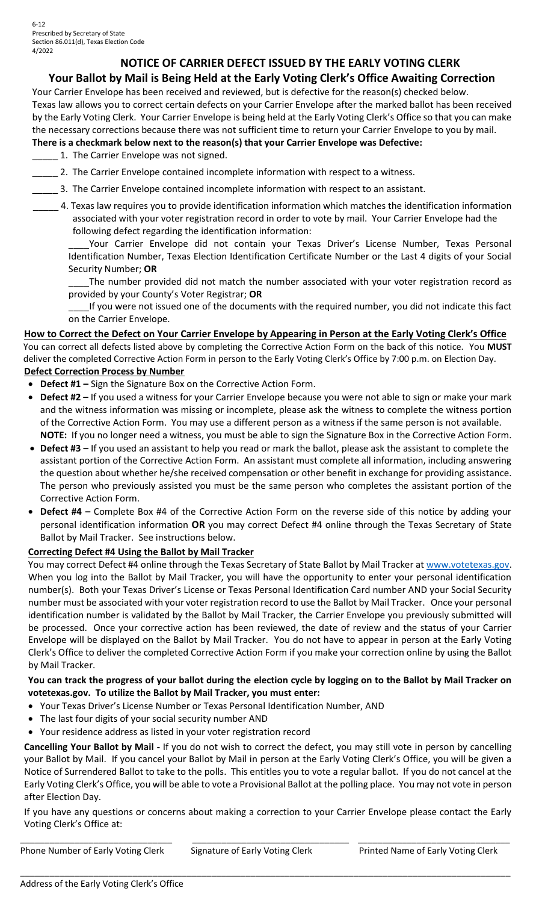6-12
Prescribed by Secretary of State
Section 86.011(d), Texas Election Code
4/2022

# NOTICE OF CARRIER DEFECT ISSUED BY THE EARLY VOTING CLERK

## Your Ballot by Mail is Being Held at the Early Voting Clerk's Office Awaiting Correction

Your Carrier Envelope has been received and reviewed, but is defective for the reason(s) checked below. Texas law allows you to correct certain defects on your Carrier Envelope after the marked ballot has been received by the Early Voting Clerk. Your Carrier Envelope is being held at the Early Voting Clerk's Office so that you can make the necessary corrections because there was not sufficient time to return your Carrier Envelope to you by mail.

**There is a checkmark below next to the reason(s) that your Carrier Envelope was Defective:**

_____ 1. The Carrier Envelope was not signed.

_____ 2. The Carrier Envelope contained incomplete information with respect to a witness.

_____ 3. The Carrier Envelope contained incomplete information with respect to an assistant.

_____ 4. Texas law requires you to provide identification information which matches the identification information associated with your voter registration record in order to vote by mail. Your Carrier Envelope had the following defect regarding the identification information:

____Your Carrier Envelope did not contain your Texas Driver's License Number, Texas Personal Identification Number, Texas Election Identification Certificate Number or the Last 4 digits of your Social Security Number; **OR**

____The number provided did not match the number associated with your voter registration record as provided by your County's Voter Registrar; **OR**

____If you were not issued one of the documents with the required number, you did not indicate this fact on the Carrier Envelope.

**How to Correct the Defect on Your Carrier Envelope by Appearing in Person at the Early Voting Clerk's Office**

You can correct all defects listed above by completing the Corrective Action Form on the back of this notice. You **MUST** deliver the completed Corrective Action Form in person to the Early Voting Clerk's Office by 7:00 p.m. on Election Day.

**Defect Correction Process by Number**

- **Defect #1 –** Sign the Signature Box on the Corrective Action Form.
- **Defect #2 –** If you used a witness for your Carrier Envelope because you were not able to sign or make your mark and the witness information was missing or incomplete, please ask the witness to complete the witness portion of the Corrective Action Form. You may use a different person as a witness if the same person is not available. **NOTE:** If you no longer need a witness, you must be able to sign the Signature Box in the Corrective Action Form.
- **Defect #3 –** If you used an assistant to help you read or mark the ballot, please ask the assistant to complete the assistant portion of the Corrective Action Form. An assistant must complete all information, including answering the question about whether he/she received compensation or other benefit in exchange for providing assistance. The person who previously assisted you must be the same person who completes the assistant portion of the Corrective Action Form.
- **Defect #4 –** Complete Box #4 of the Corrective Action Form on the reverse side of this notice by adding your personal identification information **OR** you may correct Defect #4 online through the Texas Secretary of State Ballot by Mail Tracker. See instructions below.

**Correcting Defect #4 Using the Ballot by Mail Tracker**

You may correct Defect #4 online through the Texas Secretary of State Ballot by Mail Tracker at www.votetexas.gov. When you log into the Ballot by Mail Tracker, you will have the opportunity to enter your personal identification number(s). Both your Texas Driver's License or Texas Personal Identification Card number AND your Social Security number must be associated with your voter registration record to use the Ballot by Mail Tracker. Once your personal identification number is validated by the Ballot by Mail Tracker, the Carrier Envelope you previously submitted will be processed. Once your corrective action has been reviewed, the date of review and the status of your Carrier Envelope will be displayed on the Ballot by Mail Tracker. You do not have to appear in person at the Early Voting Clerk's Office to deliver the completed Corrective Action Form if you make your correction online by using the Ballot by Mail Tracker.

**You can track the progress of your ballot during the election cycle by logging on to the Ballot by Mail Tracker on votetexas.gov. To utilize the Ballot by Mail Tracker, you must enter:**

- Your Texas Driver's License Number or Texas Personal Identification Number, AND
- The last four digits of your social security number AND
- Your residence address as listed in your voter registration record

**Cancelling Your Ballot by Mail -** If you do not wish to correct the defect, you may still vote in person by cancelling your Ballot by Mail. If you cancel your Ballot by Mail in person at the Early Voting Clerk's Office, you will be given a Notice of Surrendered Ballot to take to the polls. This entitles you to vote a regular ballot. If you do not cancel at the Early Voting Clerk's Office, you will be able to vote a Provisional Ballot at the polling place. You may not vote in person after Election Day.

If you have any questions or concerns about making a correction to your Carrier Envelope please contact the Early Voting Clerk's Office at:

______________________________ ______________________________ ______________________________

Phone Number of Early Voting Clerk | Signature of Early Voting Clerk | Printed Name of Early Voting Clerk

__________________________________________________________________________________________

Address of the Early Voting Clerk's Office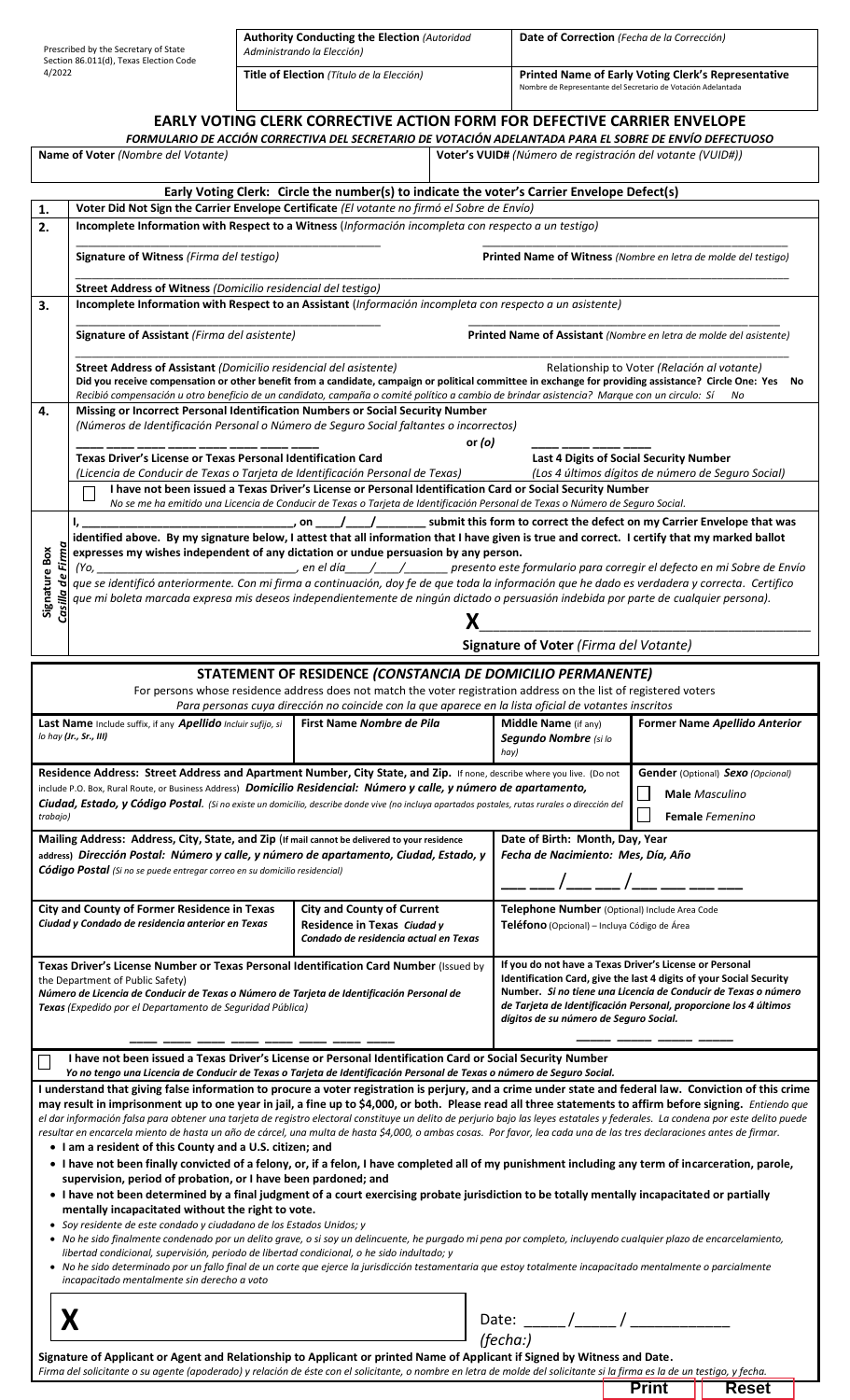Prescribed by the Secretary of State
Section 86.011(d), Texas Election Code
4/2022

| Authority Conducting the Election *(Autoridad Administrando la Elección)* | Date of Correction *(Fecha de la Corrección)* |
|---|---|
| **Title of Election** *(Título de la Elección)* | **Printed Name of Early Voting Clerk's Representative** *Nombre de Representante del Secretario de Votación Adelantada* |

## EARLY VOTING CLERK CORRECTIVE ACTION FORM FOR DEFECTIVE CARRIER ENVELOPE

### *FORMULARIO DE ACCIÓN CORRECTIVA DEL SECRETARIO DE VOTACIÓN ADELANTADA PARA EL SOBRE DE ENVÍO DEFECTUOSO*

| Name of Voter *(Nombre del Votante)* | Voter's VUID# *(Número de registración del votante (VUID#))* |
|---|---|

**Early Voting Clerk: Circle the number(s) to indicate the voter's Carrier Envelope Defect(s)**

**1.** **Voter Did Not Sign the Carrier Envelope Certificate** *(El votante no firmó el Sobre de Envío)*

**2.** **Incomplete Information with Respect to a Witness** (*Información incompleta con respecto a un testigo*)

**Signature of Witness** *(Firma del testigo)* ____________________ **Printed Name of Witness** *(Nombre en letra de molde del testigo)* ____________________

**Street Address of Witness** *(Domicilio residencial del testigo)* ____________________

**3.** **Incomplete Information with Respect to an Assistant** (*Información incompleta con respecto a un asistente*)

**Signature of Assistant** *(Firma del asistente)* ____________________ **Printed Name of Assistant** *(Nombre en letra de molde del asistente)* ____________________

**Street Address of Assistant** *(Domicilio residencial del asistente)* ____________________ Relationship to Voter *(Relación al votante)* ____________________

**Did you receive compensation or other benefit from a candidate, campaign or political committee in exchange for providing assistance? Circle One: Yes No**
*Recibió compensación u otro beneficio de un candidato, campaña o comité político a cambio de brindar asistencia? Marque con un círculo: Sí No*

**4.** **Missing or Incorrect Personal Identification Numbers or Social Security Number**
*(Números de Identificación Personal o Número de Seguro Social faltantes o incorrectos)*

___ ___ ___ ___ ___ ___ ___ ___ **or** *(o)* ___ ___ ___ ___

**Texas Driver's License or Texas Personal Identification Card**
*(Licencia de Conducir de Texas o Tarjeta de Identificación Personal de Texas)*

**Last 4 Digits of Social Security Number**
*(Los 4 últimos dígitos de número de Seguro Social)*

☐ **I have not been issued a Texas Driver's License or Personal Identification Card or Social Security Number**
*No se me ha emitido una Licencia de Conducir de Texas o Tarjeta de Identificación Personal de Texas o Número de Seguro Social.*

**Signature Box** *Casilla de Firma*

I, ______________________, on ___/___/_______ submit this form to correct the defect on my Carrier Envelope that was identified above. **By my signature below, I attest that all information that I have given is true and correct. I certify that my marked ballot expresses my wishes independent of any dictation or undue persuasion by any person.**

*(Yo, ______________________, en el día___/___/_______ presento este formulario para corregir el defecto en mi Sobre de Envío que se identificó anteriormente. Con mi firma a continuación, doy fe de que toda la información que he dado es verdadera y correcta. Certifico que mi boleta marcada expresa mis deseos independientemente de ningún dictado o persuasión indebida por parte de cualquier persona).*

**X** ______________________

**Signature of Voter** *(Firma del Votante)*

## STATEMENT OF RESIDENCE *(CONSTANCIA DE DOMICILIO PERMANENTE)*

For persons whose residence address does not match the voter registration address on the list of registered voters
*Para personas cuya dirección no coincide con la que aparece en la lista oficial de votantes inscritos*

| **Last Name** Include suffix, if any ***Apellido*** *Incluir sufijo, si lo hay* **(Jr., Sr., III)** | **First Name** ***Nombre de Pila*** | **Middle Name** (if any) ***Segundo Nombre*** *(si lo hay)* | **Former Name** ***Apellido Anterior*** |
|---|---|---|---|
| | | | |

**Residence Address: Street Address and Apartment Number, City State, and Zip.** If none, describe where you live. (Do not include P.O. Box, Rural Route, or Business Address) ***Domicilio Residencial: Número y calle, y número de apartamento, Ciudad, Estado, y Código Postal.*** *(Si no existe un domicilio, describe donde vive (no incluya apartados postales, rutas rurales o dirección del trabajo)*

**Gender** (Optional) ***Sexo*** *(Opcional)*
☐ **Male** *Masculino*
☐ **Female** *Femenino*

**Mailing Address: Address, City, State, and Zip** (**If mail cannot be delivered to your residence address**) ***Dirección Postal: Número y calle, y número de apartamento, Ciudad, Estado, y Código Postal*** *(Si no se puede entregar correo en su domicilio residencial)*

**Date of Birth: Month, Day, Year** *Fecha de Nacimiento: Mes, Día, Año*
___ ___ / ___ ___ / ___ ___ ___ ___

| **City and County of Former Residence in Texas** *Ciudad y Condado de residencia anterior en Texas* | **City and County of Current Residence in Texas** *Ciudad y Condado de residencia actual en Texas* | **Telephone Number** (Optional) Include Area Code **Teléfono** (Opcional) – Incluya Código de Área |
|---|---|---|
| | | |

**Texas Driver's License Number or Texas Personal Identification Card Number** (Issued by the Department of Public Safety)
***Número de Licencia de Conducir de Texas o Número de Tarjeta de Identificación Personal de Texas*** *(Expedido por el Departamento de Seguridad Pública)*

___ ___ ___ ___ ___ ___ ___ ___

**If you do not have a Texas Driver's License or Personal Identification Card, give the last 4 digits of your Social Security Number.** ***Si no tiene una Licencia de Conducir de Texas o número de Tarjeta de Identificación Personal, proporcione los 4 últimos dígitos de su número de Seguro Social.***

___ ___ ___ ___

☐ **I have not been issued a Texas Driver's License or Personal Identification Card or Social Security Number**
*Yo no tengo una Licencia de Conducir de Texas o Tarjeta de Identificación Personal de Texas o número de Seguro Social.*

**I understand that giving false information to procure a voter registration is perjury, and a crime under state and federal law. Conviction of this crime may result in imprisonment up to one year in jail, a fine up to $4,000, or both. Please read all three statements to affirm before signing.** *Entiendo que el dar información falsa para obtener una tarjeta de registro electoral constituye un delito de perjurio bajo las leyes estatales y federales. La condena por este delito puede resultar en encarcela miento de hasta un año de cárcel, una multa de hasta $4,000, o ambas cosas. Por favor, lea cada una de las tres declaraciones antes de firmar.*

- **I am a resident of this County and a U.S. citizen; and**
- **I have not been finally convicted of a felony, or, if a felon, I have completed all of my punishment including any term of incarceration, parole, supervision, period of probation, or I have been pardoned; and**
- **I have not been determined by a final judgment of a court exercising probate jurisdiction to be totally mentally incapacitated or partially mentally incapacitated without the right to vote.**
- *Soy residente de este condado y ciudadano de los Estados Unidos; y*
- *No he sido finalmente condenado por un delito grave, o si soy un delincuente, he purgado mi pena por completo, incluyendo cualquier plazo de encarcelamiento, libertad condicional, supervisión, periodo de libertad condicional, o he sido indultado; y*
- *No he sido determinado por un fallo final de un corte que ejerce la jurisdicción testamentaria que estoy totalmente incapacitado mentalmente o parcialmente incapacitado mentalmente sin derecho a voto*

**X** ______________________ Date: _____/_____/ ___________ *(fecha:)*

**Signature of Applicant or Agent and Relationship to Applicant or printed Name of Applicant if Signed by Witness and Date.**
*Firma del solicitante o su agente (apoderado) y relación de éste con el solicitante, o nombre en letra de molde del solicitante si la firma es la de un testigo, y fecha.*

Print Reset